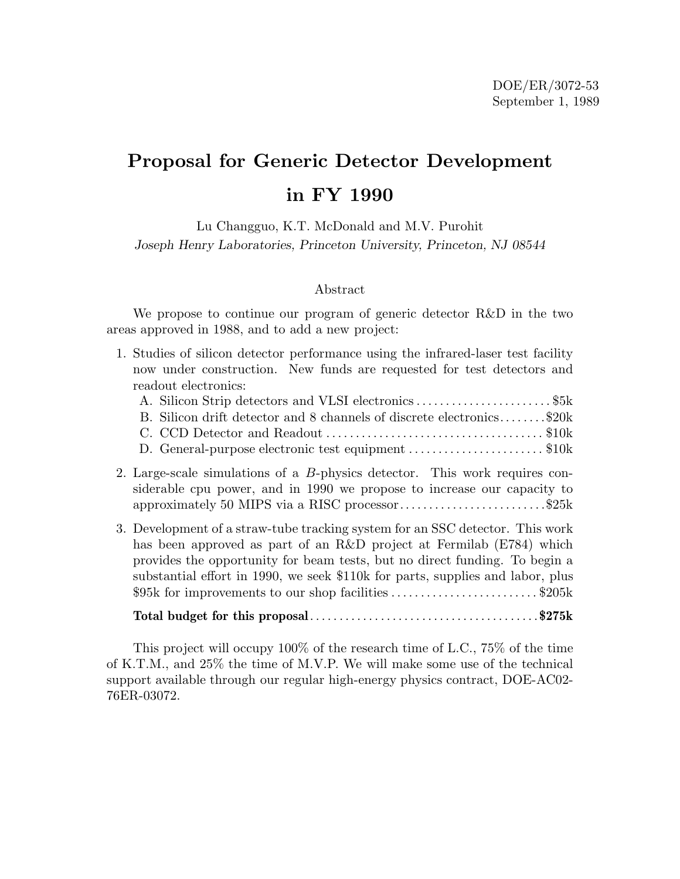DOE/ER/3072-53
September 1, 1989

# Proposal for Generic Detector Development in FY 1990

Lu Changguo, K.T. McDonald and M.V. Purohit

*Joseph Henry Laboratories, Princeton University, Princeton, NJ 08544*

## Abstract

We propose to continue our program of generic detector R&D in the two areas approved in 1988, and to add a new project:

1. Studies of silicon detector performance using the infrared-laser test facility now under construction. New funds are requested for test detectors and readout electronics:
   - A. Silicon Strip detectors and VLSI electronics ........................ $5k
   - B. Silicon drift detector and 8 channels of discrete electronics ........ $20k
   - C. CCD Detector and Readout ..................................... $10k
   - D. General-purpose electronic test equipment ........................ $10k
2. Large-scale simulations of a $B$-physics detector. This work requires considerable cpu power, and in 1990 we propose to increase our capacity to approximately 50 MIPS via a RISC processor .......................... $25k
3. Development of a straw-tube tracking system for an SSC detector. This work has been approved as part of an R&D project at Fermilab (E784) which provides the opportunity for beam tests, but no direct funding. To begin a substantial effort in 1990, we seek $110k for parts, supplies and labor, plus $95k for improvements to our shop facilities .......................... $205k

**Total budget for this proposal** ....................................... **$275k**

This project will occupy 100% of the research time of L.C., 75% of the time of K.T.M., and 25% the time of M.V.P. We will make some use of the technical support available through our regular high-energy physics contract, DOE-AC02-76ER-03072.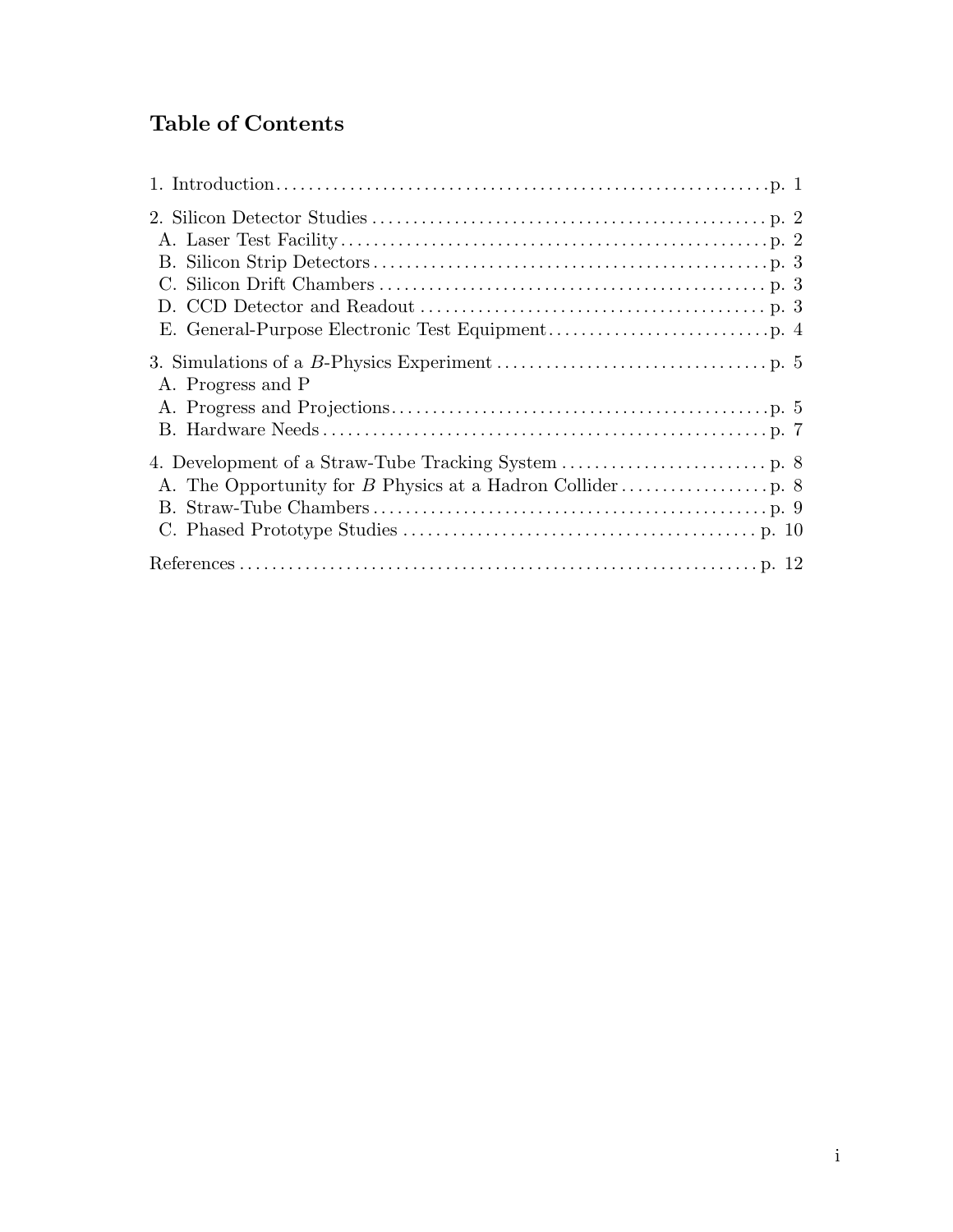# Table of Contents

1. Introduction . . . . . . . . . . . . . . . . . . . . . . . . . . . . . . . . . . . . . . . . . . . . . . . . . . . . . . . . . . . p. 1

2. Silicon Detector Studies . . . . . . . . . . . . . . . . . . . . . . . . . . . . . . . . . . . . . . . . . . . . . . . . p. 2
 A. Laser Test Facility . . . . . . . . . . . . . . . . . . . . . . . . . . . . . . . . . . . . . . . . . . . . . . . . . . . . p. 2
 B. Silicon Strip Detectors . . . . . . . . . . . . . . . . . . . . . . . . . . . . . . . . . . . . . . . . . . . . . . . . p. 3
 C. Silicon Drift Chambers . . . . . . . . . . . . . . . . . . . . . . . . . . . . . . . . . . . . . . . . . . . . . . . p. 3
 D. CCD Detector and Readout . . . . . . . . . . . . . . . . . . . . . . . . . . . . . . . . . . . . . . . . . . p. 3
 E. General-Purpose Electronic Test Equipment . . . . . . . . . . . . . . . . . . . . . . . . . . . p. 4

3. Simulations of a *B*-Physics Experiment . . . . . . . . . . . . . . . . . . . . . . . . . . . . . . . . . p. 5
 A. Progress and P
 A. Progress and Projections . . . . . . . . . . . . . . . . . . . . . . . . . . . . . . . . . . . . . . . . . . . . . p. 5
 B. Hardware Needs . . . . . . . . . . . . . . . . . . . . . . . . . . . . . . . . . . . . . . . . . . . . . . . . . . . . . p. 7

4. Development of a Straw-Tube Tracking System . . . . . . . . . . . . . . . . . . . . . . . . . p. 8
 A. The Opportunity for *B* Physics at a Hadron Collider . . . . . . . . . . . . . . . . . . p. 8
 B. Straw-Tube Chambers . . . . . . . . . . . . . . . . . . . . . . . . . . . . . . . . . . . . . . . . . . . . . . . . p. 9
 C. Phased Prototype Studies . . . . . . . . . . . . . . . . . . . . . . . . . . . . . . . . . . . . . . . . . . . p. 10

References . . . . . . . . . . . . . . . . . . . . . . . . . . . . . . . . . . . . . . . . . . . . . . . . . . . . . . . . . . . . . . . p. 12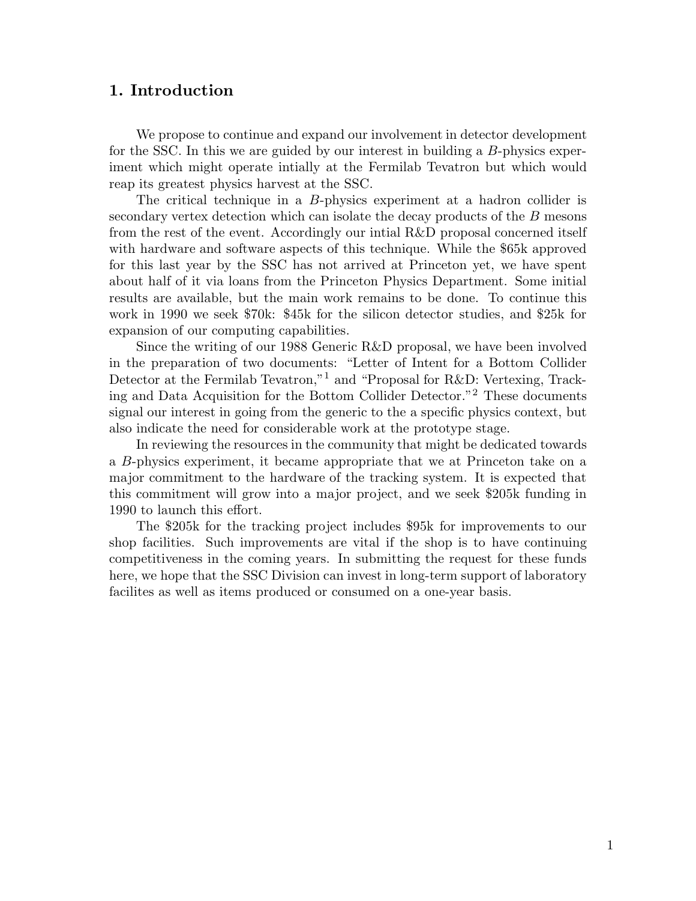# 1. Introduction

We propose to continue and expand our involvement in detector development for the SSC. In this we are guided by our interest in building a $B$-physics experiment which might operate intially at the Fermilab Tevatron but which would reap its greatest physics harvest at the SSC.

The critical technique in a $B$-physics experiment at a hadron collider is secondary vertex detection which can isolate the decay products of the $B$ mesons from the rest of the event. Accordingly our intial R&D proposal concerned itself with hardware and software aspects of this technique. While the $65k approved for this last year by the SSC has not arrived at Princeton yet, we have spent about half of it via loans from the Princeton Physics Department. Some initial results are available, but the main work remains to be done. To continue this work in 1990 we seek $70k: $45k for the silicon detector studies, and $25k for expansion of our computing capabilities.

Since the writing of our 1988 Generic R&D proposal, we have been involved in the preparation of two documents: "Letter of Intent for a Bottom Collider Detector at the Fermilab Tevatron,"[1] and "Proposal for R&D: Vertexing, Tracking and Data Acquisition for the Bottom Collider Detector."[2] These documents signal our interest in going from the generic to the a specific physics context, but also indicate the need for considerable work at the prototype stage.

In reviewing the resources in the community that might be dedicated towards a $B$-physics experiment, it became appropriate that we at Princeton take on a major commitment to the hardware of the tracking system. It is expected that this commitment will grow into a major project, and we seek $205k funding in 1990 to launch this effort.

The $205k for the tracking project includes $95k for improvements to our shop facilities. Such improvements are vital if the shop is to have continuing competitiveness in the coming years. In submitting the request for these funds here, we hope that the SSC Division can invest in long-term support of laboratory facilites as well as items produced or consumed on a one-year basis.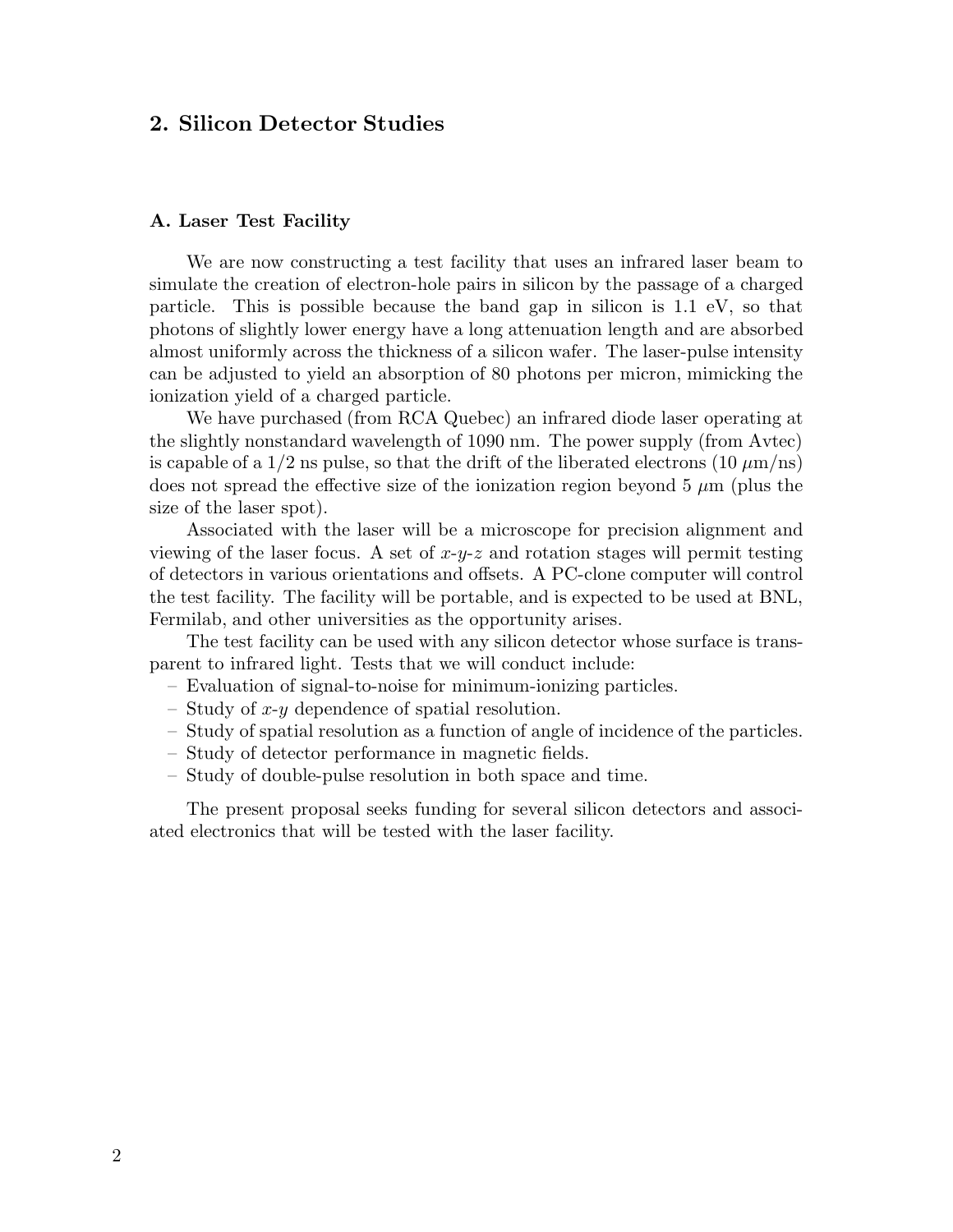## 2. Silicon Detector Studies

### A. Laser Test Facility

We are now constructing a test facility that uses an infrared laser beam to simulate the creation of electron-hole pairs in silicon by the passage of a charged particle. This is possible because the band gap in silicon is 1.1 eV, so that photons of slightly lower energy have a long attenuation length and are absorbed almost uniformly across the thickness of a silicon wafer. The laser-pulse intensity can be adjusted to yield an absorption of 80 photons per micron, mimicking the ionization yield of a charged particle.

We have purchased (from RCA Quebec) an infrared diode laser operating at the slightly nonstandard wavelength of 1090 nm. The power supply (from Avtec) is capable of a 1/2 ns pulse, so that the drift of the liberated electrons (10 $\mu$m/ns) does not spread the effective size of the ionization region beyond 5 $\mu$m (plus the size of the laser spot).

Associated with the laser will be a microscope for precision alignment and viewing of the laser focus. A set of $x$-$y$-$z$ and rotation stages will permit testing of detectors in various orientations and offsets. A PC-clone computer will control the test facility. The facility will be portable, and is expected to be used at BNL, Fermilab, and other universities as the opportunity arises.

The test facility can be used with any silicon detector whose surface is transparent to infrared light. Tests that we will conduct include:

- Evaluation of signal-to-noise for minimum-ionizing particles.
- Study of $x$-$y$ dependence of spatial resolution.
- Study of spatial resolution as a function of angle of incidence of the particles.
- Study of detector performance in magnetic fields.
- Study of double-pulse resolution in both space and time.

The present proposal seeks funding for several silicon detectors and associated electronics that will be tested with the laser facility.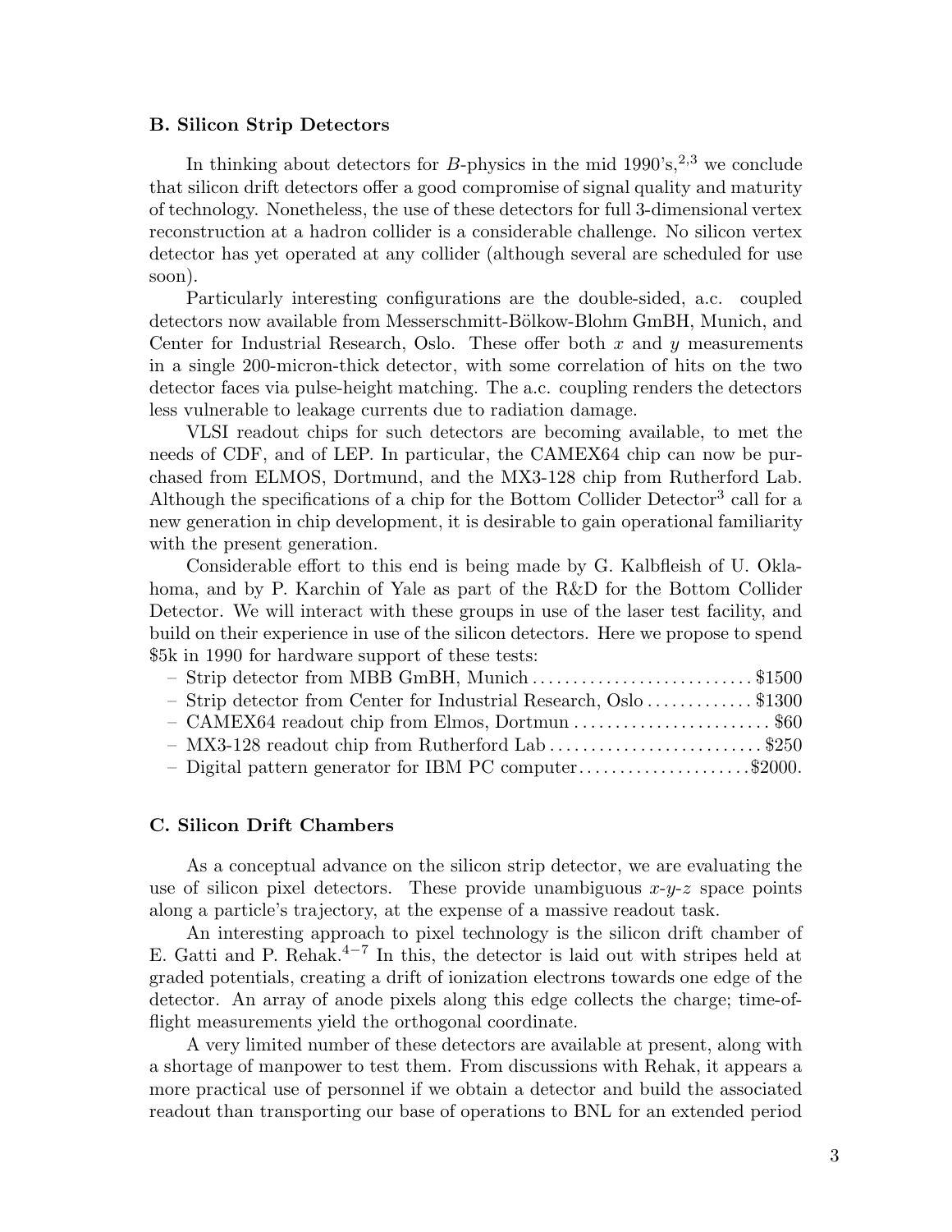### B. Silicon Strip Detectors

In thinking about detectors for $B$-physics in the mid 1990's,[2,3] we conclude that silicon drift detectors offer a good compromise of signal quality and maturity of technology. Nonetheless, the use of these detectors for full 3-dimensional vertex reconstruction at a hadron collider is a considerable challenge. No silicon vertex detector has yet operated at any collider (although several are scheduled for use soon).

Particularly interesting configurations are the double-sided, a.c. coupled detectors now available from Messerschmitt-Bölkow-Blohm GmbH, Munich, and Center for Industrial Research, Oslo. These offer both $x$ and $y$ measurements in a single 200-micron-thick detector, with some correlation of hits on the two detector faces via pulse-height matching. The a.c. coupling renders the detectors less vulnerable to leakage currents due to radiation damage.

VLSI readout chips for such detectors are becoming available, to met the needs of CDF, and of LEP. In particular, the CAMEX64 chip can now be purchased from ELMOS, Dortmund, and the MX3-128 chip from Rutherford Lab. Although the specifications of a chip for the Bottom Collider Detector[3] call for a new generation in chip development, it is desirable to gain operational familiarity with the present generation.

Considerable effort to this end is being made by G. Kalbfleish of U. Oklahoma, and by P. Karchin of Yale as part of the R&D for the Bottom Collider Detector. We will interact with these groups in use of the laser test facility, and build on their experience in use of the silicon detectors. Here we propose to spend \$5k in 1990 for hardware support of these tests:

- Strip detector from MBB GmBH, Munich .......................... \$1500
- Strip detector from Center for Industrial Research, Oslo ............. \$1300
- CAMEX64 readout chip from Elmos, Dortmun ......................... \$60
- MX3-128 readout chip from Rutherford Lab .......................... \$250
- Digital pattern generator for IBM PC computer..................... \$2000.

### C. Silicon Drift Chambers

As a conceptual advance on the silicon strip detector, we are evaluating the use of silicon pixel detectors. These provide unambiguous $x$-$y$-$z$ space points along a particle's trajectory, at the expense of a massive readout task.

An interesting approach to pixel technology is the silicon drift chamber of E. Gatti and P. Rehak.[4–7] In this, the detector is laid out with stripes held at graded potentials, creating a drift of ionization electrons towards one edge of the detector. An array of anode pixels along this edge collects the charge; time-of-flight measurements yield the orthogonal coordinate.

A very limited number of these detectors are available at present, along with a shortage of manpower to test them. From discussions with Rehak, it appears a more practical use of personnel if we obtain a detector and build the associated readout than transporting our base of operations to BNL for an extended period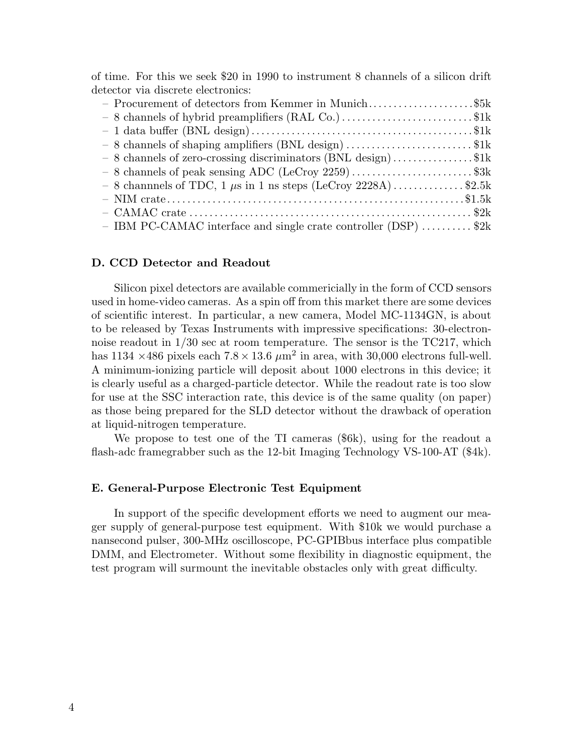of time. For this we seek $20 in 1990 to instrument 8 channels of a silicon drift detector via discrete electronics:

- Procurement of detectors from Kemmer in Munich .................... $5k
- 8 channels of hybrid preamplifiers (RAL Co.) .......................... $1k
- 1 data buffer (BNL design) ........................................... $1k
- 8 channels of shaping amplifiers (BNL design) ......................... $1k
- 8 channels of zero-crossing discriminators (BNL design) ................ $1k
- 8 channels of peak sensing ADC (LeCroy 2259) ........................ $3k
- 8 channnels of TDC, 1 $\mu$s in 1 ns steps (LeCroy 2228A) .............. $2.5k
- NIM crate ........................................................ $1.5k
- CAMAC crate ...................................................... $2k
- IBM PC-CAMAC interface and single crate controller (DSP) .......... $2k

### D. CCD Detector and Readout

Silicon pixel detectors are available commericially in the form of CCD sensors used in home-video cameras. As a spin off from this market there are some devices of scientific interest. In particular, a new camera, Model MC-1134GN, is about to be released by Texas Instruments with impressive specifications: 30-electron-noise readout in 1/30 sec at room temperature. The sensor is the TC217, which has $1134 \times 486$ pixels each $7.8 \times 13.6$ $\mu\text{m}^2$ in area, with 30,000 electrons full-well. A minimum-ionizing particle will deposit about 1000 electrons in this device; it is clearly useful as a charged-particle detector. While the readout rate is too slow for use at the SSC interaction rate, this device is of the same quality (on paper) as those being prepared for the SLD detector without the drawback of operation at liquid-nitrogen temperature.

We propose to test one of the TI cameras ($6k), using for the readout a flash-adc framegrabber such as the 12-bit Imaging Technology VS-100-AT ($4k).

### E. General-Purpose Electronic Test Equipment

In support of the specific development efforts we need to augment our meager supply of general-purpose test equipment. With $10k we would purchase a nansecond pulser, 300-MHz oscilloscope, PC-GPIBbus interface plus compatible DMM, and Electrometer. Without some flexibility in diagnostic equipment, the test program will surmount the inevitable obstacles only with great difficulty.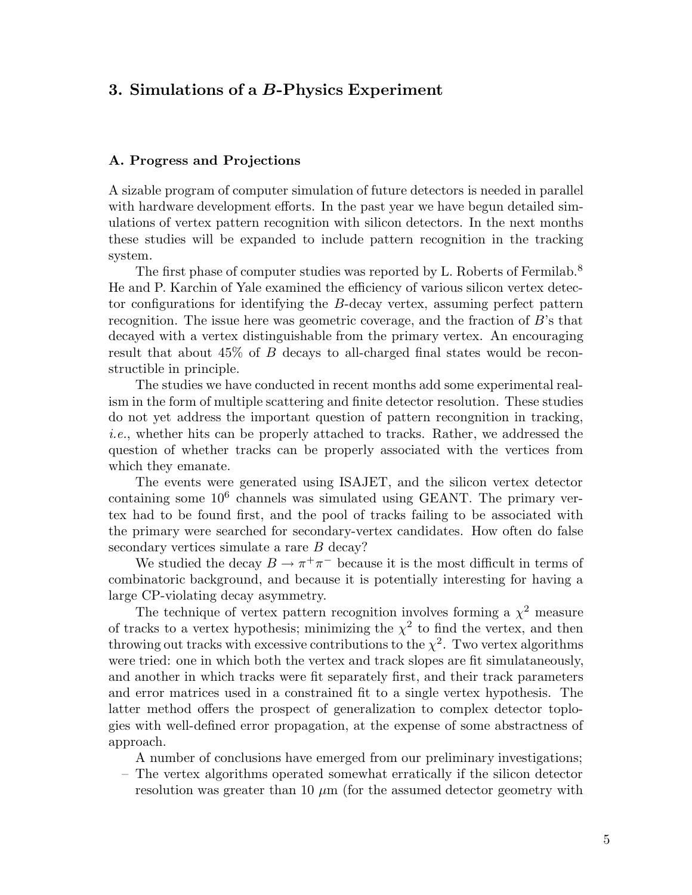## 3. Simulations of a $B$-Physics Experiment

### A. Progress and Projections

A sizable program of computer simulation of future detectors is needed in parallel with hardware development efforts. In the past year we have begun detailed simulations of vertex pattern recognition with silicon detectors. In the next months these studies will be expanded to include pattern recognition in the tracking system.

The first phase of computer studies was reported by L. Roberts of Fermilab.[8] He and P. Karchin of Yale examined the efficiency of various silicon vertex detector configurations for identifying the $B$-decay vertex, assuming perfect pattern recognition. The issue here was geometric coverage, and the fraction of $B$'s that decayed with a vertex distinguishable from the primary vertex. An encouraging result that about 45% of $B$ decays to all-charged final states would be reconstructible in principle.

The studies we have conducted in recent months add some experimental realism in the form of multiple scattering and finite detector resolution. These studies do not yet address the important question of pattern recongnition in tracking, *i.e.*, whether hits can be properly attached to tracks. Rather, we addressed the question of whether tracks can be properly associated with the vertices from which they emanate.

The events were generated using ISAJET, and the silicon vertex detector containing some $10^6$ channels was simulated using GEANT. The primary vertex had to be found first, and the pool of tracks failing to be associated with the primary were searched for secondary-vertex candidates. How often do false secondary vertices simulate a rare $B$ decay?

We studied the decay $B \to \pi^+\pi^-$ because it is the most difficult in terms of combinatoric background, and because it is potentially interesting for having a large CP-violating decay asymmetry.

The technique of vertex pattern recognition involves forming a $\chi^2$ measure of tracks to a vertex hypothesis; minimizing the $\chi^2$ to find the vertex, and then throwing out tracks with excessive contributions to the $\chi^2$. Two vertex algorithms were tried: one in which both the vertex and track slopes are fit simulataneously, and another in which tracks were fit separately first, and their track parameters and error matrices used in a constrained fit to a single vertex hypothesis. The latter method offers the prospect of generalization to complex detector toplogies with well-defined error propagation, at the expense of some abstractness of approach.

A number of conclusions have emerged from our preliminary investigations;

– The vertex algorithms operated somewhat erratically if the silicon detector resolution was greater than 10 $\mu$m (for the assumed detector geometry with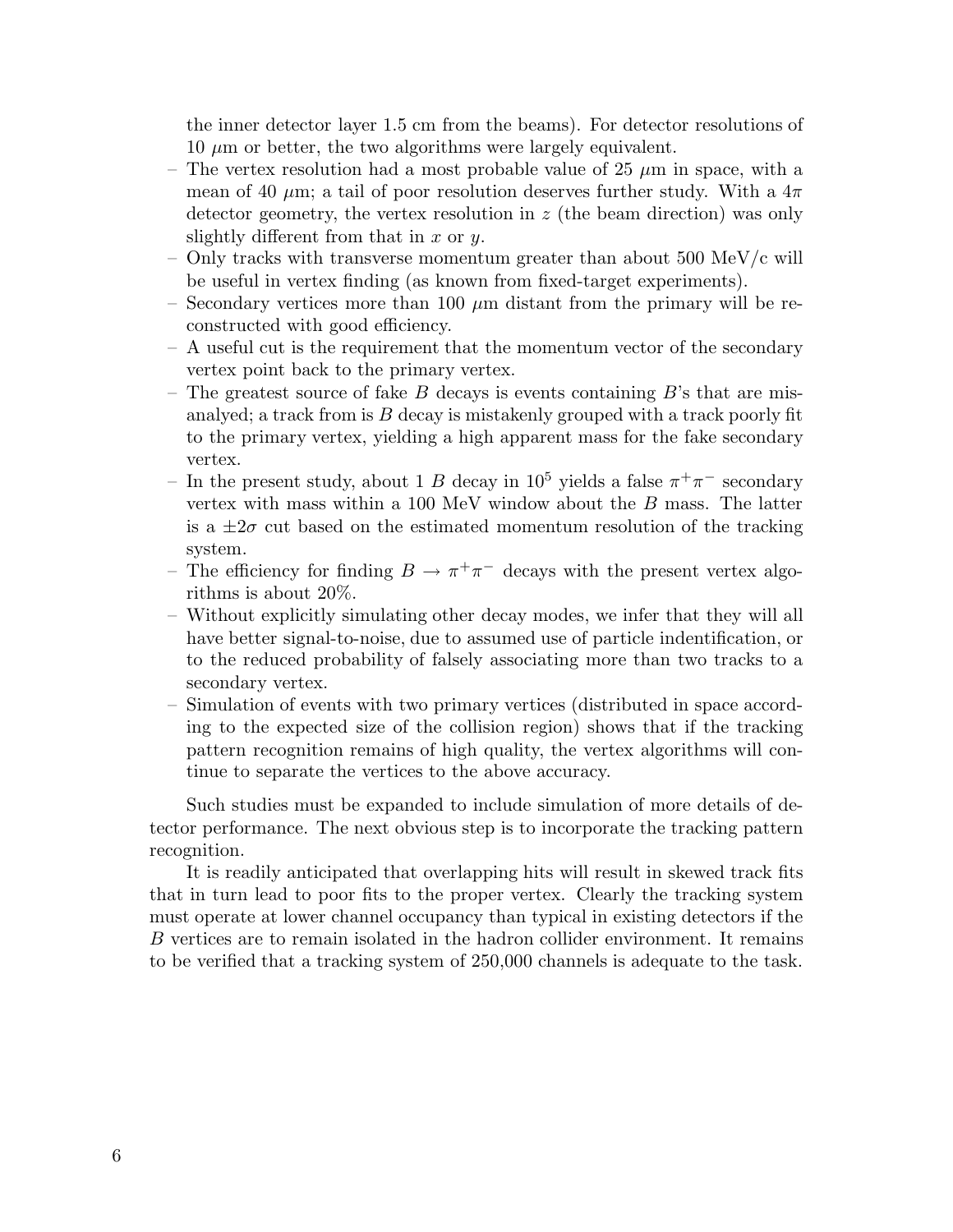the inner detector layer 1.5 cm from the beams). For detector resolutions of 10 $\mu$m or better, the two algorithms were largely equivalent.

- The vertex resolution had a most probable value of 25 $\mu$m in space, with a mean of 40 $\mu$m; a tail of poor resolution deserves further study. With a $4\pi$ detector geometry, the vertex resolution in $z$ (the beam direction) was only slightly different from that in $x$ or $y$.
- Only tracks with transverse momentum greater than about 500 MeV/c will be useful in vertex finding (as known from fixed-target experiments).
- Secondary vertices more than 100 $\mu$m distant from the primary will be reconstructed with good efficiency.
- A useful cut is the requirement that the momentum vector of the secondary vertex point back to the primary vertex.
- The greatest source of fake $B$ decays is events containing $B$'s that are misanalyed; a track from is $B$ decay is mistakenly grouped with a track poorly fit to the primary vertex, yielding a high apparent mass for the fake secondary vertex.
- In the present study, about 1 $B$ decay in $10^5$ yields a false $\pi^+\pi^-$ secondary vertex with mass within a 100 MeV window about the $B$ mass. The latter is a $\pm 2\sigma$ cut based on the estimated momentum resolution of the tracking system.
- The efficiency for finding $B \rightarrow \pi^+\pi^-$ decays with the present vertex algorithms is about 20%.
- Without explicitly simulating other decay modes, we infer that they will all have better signal-to-noise, due to assumed use of particle indentification, or to the reduced probability of falsely associating more than two tracks to a secondary vertex.
- Simulation of events with two primary vertices (distributed in space according to the expected size of the collision region) shows that if the tracking pattern recognition remains of high quality, the vertex algorithms will continue to separate the vertices to the above accuracy.

Such studies must be expanded to include simulation of more details of detector performance. The next obvious step is to incorporate the tracking pattern recognition.

It is readily anticipated that overlapping hits will result in skewed track fits that in turn lead to poor fits to the proper vertex. Clearly the tracking system must operate at lower channel occupancy than typical in existing detectors if the $B$ vertices are to remain isolated in the hadron collider environment. It remains to be verified that a tracking system of 250,000 channels is adequate to the task.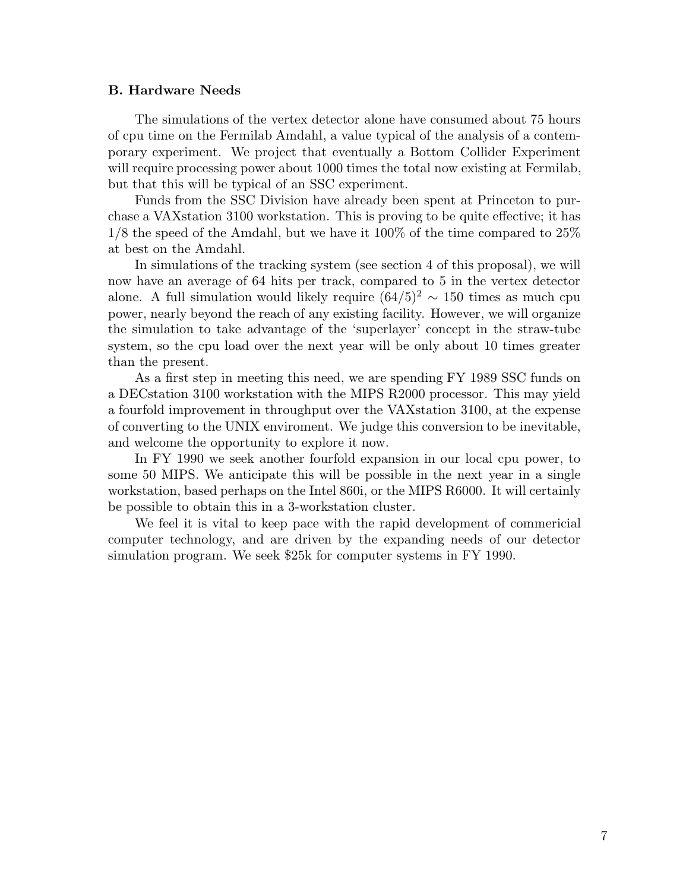### B. Hardware Needs

The simulations of the vertex detector alone have consumed about 75 hours of cpu time on the Fermilab Amdahl, a value typical of the analysis of a contemporary experiment. We project that eventually a Bottom Collider Experiment will require processing power about 1000 times the total now existing at Fermilab, but that this will be typical of an SSC experiment.

Funds from the SSC Division have already been spent at Princeton to purchase a VAXstation 3100 workstation. This is proving to be quite effective; it has 1/8 the speed of the Amdahl, but we have it 100% of the time compared to 25% at best on the Amdahl.

In simulations of the tracking system (see section 4 of this proposal), we will now have an average of 64 hits per track, compared to 5 in the vertex detector alone. A full simulation would likely require $(64/5)^2 \sim 150$ times as much cpu power, nearly beyond the reach of any existing facility. However, we will organize the simulation to take advantage of the 'superlayer' concept in the straw-tube system, so the cpu load over the next year will be only about 10 times greater than the present.

As a first step in meeting this need, we are spending FY 1989 SSC funds on a DECstation 3100 workstation with the MIPS R2000 processor. This may yield a fourfold improvement in throughput over the VAXstation 3100, at the expense of converting to the UNIX enviroment. We judge this conversion to be inevitable, and welcome the opportunity to explore it now.

In FY 1990 we seek another fourfold expansion in our local cpu power, to some 50 MIPS. We anticipate this will be possible in the next year in a single workstation, based perhaps on the Intel 860i, or the MIPS R6000. It will certainly be possible to obtain this in a 3-workstation cluster.

We feel it is vital to keep pace with the rapid development of commericial computer technology, and are driven by the expanding needs of our detector simulation program. We seek $25k for computer systems in FY 1990.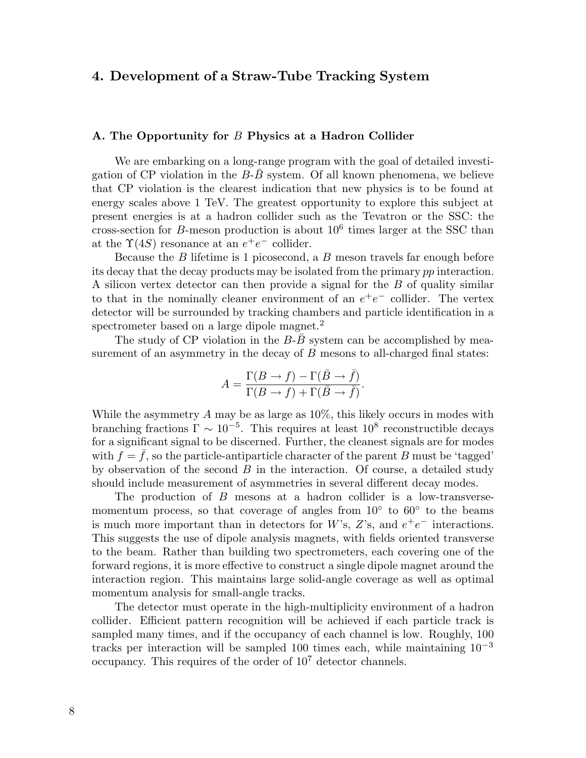## 4. Development of a Straw-Tube Tracking System

### A. The Opportunity for $B$ Physics at a Hadron Collider

We are embarking on a long-range program with the goal of detailed investigation of CP violation in the $B$-$\bar{B}$ system. Of all known phenomena, we believe that CP violation is the clearest indication that new physics is to be found at energy scales above 1 TeV. The greatest opportunity to explore this subject at present energies is at a hadron collider such as the Tevatron or the SSC: the cross-section for $B$-meson production is about $10^6$ times larger at the SSC than at the $\Upsilon(4S)$ resonance at an $e^+e^-$ collider.

Because the $B$ lifetime is 1 picosecond, a $B$ meson travels far enough before its decay that the decay products may be isolated from the primary *pp* interaction. A silicon vertex detector can then provide a signal for the $B$ of quality similar to that in the nominally cleaner environment of an $e^+e^-$ collider. The vertex detector will be surrounded by tracking chambers and particle identification in a spectrometer based on a large dipole magnet.[2]

The study of CP violation in the $B$-$\bar{B}$ system can be accomplished by measurement of an asymmetry in the decay of $B$ mesons to all-charged final states:

$$A = \frac{\Gamma(B \to f) - \Gamma(\bar{B} \to \bar{f})}{\Gamma(B \to f) + \Gamma(\bar{B} \to \bar{f})}.$$

While the asymmetry $A$ may be as large as 10%, this likely occurs in modes with branching fractions $\Gamma \sim 10^{-5}$. This requires at least $10^8$ reconstructible decays for a significant signal to be discerned. Further, the cleanest signals are for modes with $f = \bar{f}$, so the particle-antiparticle character of the parent $B$ must be 'tagged' by observation of the second $B$ in the interaction. Of course, a detailed study should include measurement of asymmetries in several different decay modes.

The production of $B$ mesons at a hadron collider is a low-transverse-momentum process, so that coverage of angles from $10^\circ$ to $60^\circ$ to the beams is much more important than in detectors for $W$'s, $Z$'s, and $e^+e^-$ interactions. This suggests the use of dipole analysis magnets, with fields oriented transverse to the beam. Rather than building two spectrometers, each covering one of the forward regions, it is more effective to construct a single dipole magnet around the interaction region. This maintains large solid-angle coverage as well as optimal momentum analysis for small-angle tracks.

The detector must operate in the high-multiplicity environment of a hadron collider. Efficient pattern recognition will be achieved if each particle track is sampled many times, and if the occupancy of each channel is low. Roughly, 100 tracks per interaction will be sampled 100 times each, while maintaining $10^{-3}$ occupancy. This requires of the order of $10^7$ detector channels.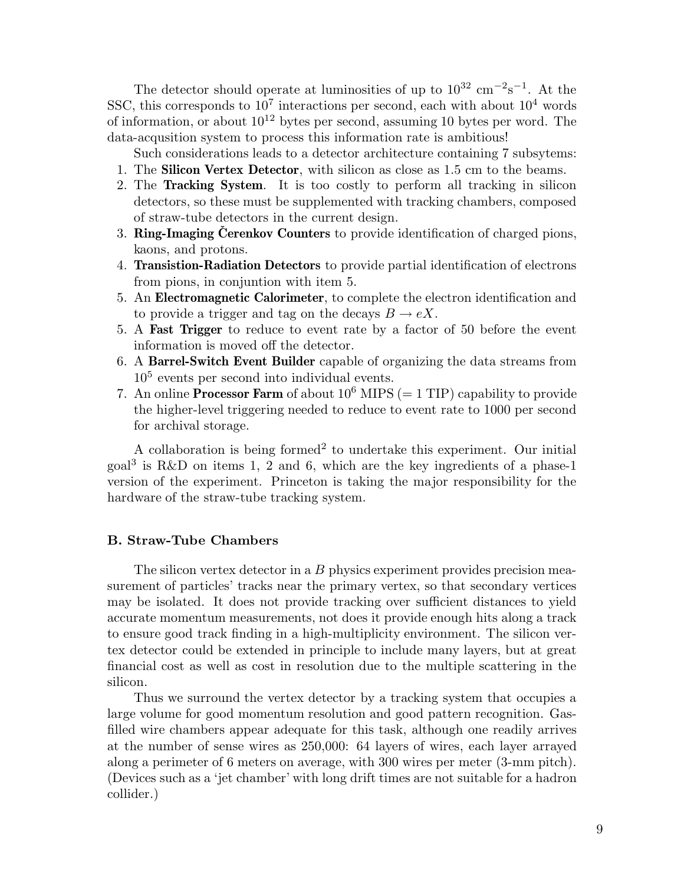The detector should operate at luminosities of up to $10^{32}$ cm$^{-2}$s$^{-1}$. At the SSC, this corresponds to $10^7$ interactions per second, each with about $10^4$ words of information, or about $10^{12}$ bytes per second, assuming 10 bytes per word. The data-acqusition system to process this information rate is ambitious!

Such considerations leads to a detector architecture containing 7 subsytems:

1. The **Silicon Vertex Detector**, with silicon as close as 1.5 cm to the beams.
2. The **Tracking System**. It is too costly to perform all tracking in silicon detectors, so these must be supplemented with tracking chambers, composed of straw-tube detectors in the current design.
3. **Ring-Imaging Čerenkov Counters** to provide identification of charged pions, kaons, and protons.
4. **Transistion-Radiation Detectors** to provide partial identification of electrons from pions, in conjuntion with item 5.
5. An **Electromagnetic Calorimeter**, to complete the electron identification and to provide a trigger and tag on the decays $B \to eX$.
5. A **Fast Trigger** to reduce to event rate by a factor of 50 before the event information is moved off the detector.
6. A **Barrel-Switch Event Builder** capable of organizing the data streams from $10^5$ events per second into individual events.
7. An online **Processor Farm** of about $10^6$ MIPS (= 1 TIP) capability to provide the higher-level triggering needed to reduce to event rate to 1000 per second for archival storage.

A collaboration is being formed[2] to undertake this experiment. Our initial goal[3] is R&D on items 1, 2 and 6, which are the key ingredients of a phase-1 version of the experiment. Princeton is taking the major responsibility for the hardware of the straw-tube tracking system.

### B. Straw-Tube Chambers

The silicon vertex detector in a $B$ physics experiment provides precision measurement of particles' tracks near the primary vertex, so that secondary vertices may be isolated. It does not provide tracking over sufficient distances to yield accurate momentum measurements, not does it provide enough hits along a track to ensure good track finding in a high-multiplicity environment. The silicon vertex detector could be extended in principle to include many layers, but at great financial cost as well as cost in resolution due to the multiple scattering in the silicon.

Thus we surround the vertex detector by a tracking system that occupies a large volume for good momentum resolution and good pattern recognition. Gas-filled wire chambers appear adequate for this task, although one readily arrives at the number of sense wires as 250,000: 64 layers of wires, each layer arrayed along a perimeter of 6 meters on average, with 300 wires per meter (3-mm pitch). (Devices such as a 'jet chamber' with long drift times are not suitable for a hadron collider.)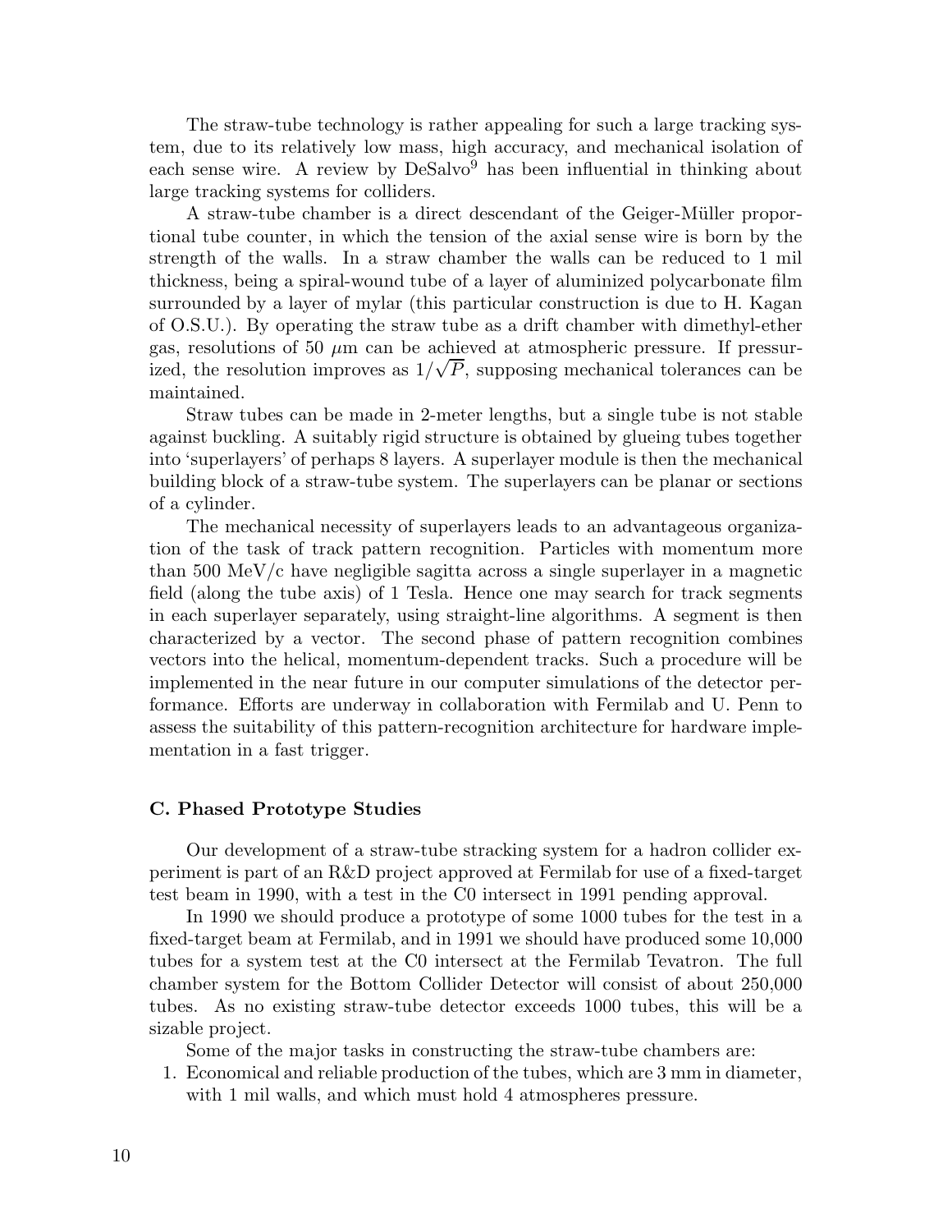The straw-tube technology is rather appealing for such a large tracking system, due to its relatively low mass, high accuracy, and mechanical isolation of each sense wire. A review by DeSalvo[9] has been influential in thinking about large tracking systems for colliders.

A straw-tube chamber is a direct descendant of the Geiger-Müller proportional tube counter, in which the tension of the axial sense wire is born by the strength of the walls. In a straw chamber the walls can be reduced to 1 mil thickness, being a spiral-wound tube of a layer of aluminized polycarbonate film surrounded by a layer of mylar (this particular construction is due to H. Kagan of O.S.U.). By operating the straw tube as a drift chamber with dimethyl-ether gas, resolutions of 50 $\mu$m can be achieved at atmospheric pressure. If pressurized, the resolution improves as $1/\sqrt{P}$, supposing mechanical tolerances can be maintained.

Straw tubes can be made in 2-meter lengths, but a single tube is not stable against buckling. A suitably rigid structure is obtained by glueing tubes together into 'superlayers' of perhaps 8 layers. A superlayer module is then the mechanical building block of a straw-tube system. The superlayers can be planar or sections of a cylinder.

The mechanical necessity of superlayers leads to an advantageous organization of the task of track pattern recognition. Particles with momentum more than 500 MeV/c have negligible sagitta across a single superlayer in a magnetic field (along the tube axis) of 1 Tesla. Hence one may search for track segments in each superlayer separately, using straight-line algorithms. A segment is then characterized by a vector. The second phase of pattern recognition combines vectors into the helical, momentum-dependent tracks. Such a procedure will be implemented in the near future in our computer simulations of the detector performance. Efforts are underway in collaboration with Fermilab and U. Penn to assess the suitability of this pattern-recognition architecture for hardware implementation in a fast trigger.

### C. Phased Prototype Studies

Our development of a straw-tube stracking system for a hadron collider experiment is part of an R&D project approved at Fermilab for use of a fixed-target test beam in 1990, with a test in the C0 intersect in 1991 pending approval.

In 1990 we should produce a prototype of some 1000 tubes for the test in a fixed-target beam at Fermilab, and in 1991 we should have produced some 10,000 tubes for a system test at the C0 intersect at the Fermilab Tevatron. The full chamber system for the Bottom Collider Detector will consist of about 250,000 tubes. As no existing straw-tube detector exceeds 1000 tubes, this will be a sizable project.

Some of the major tasks in constructing the straw-tube chambers are:

1. Economical and reliable production of the tubes, which are 3 mm in diameter, with 1 mil walls, and which must hold 4 atmospheres pressure.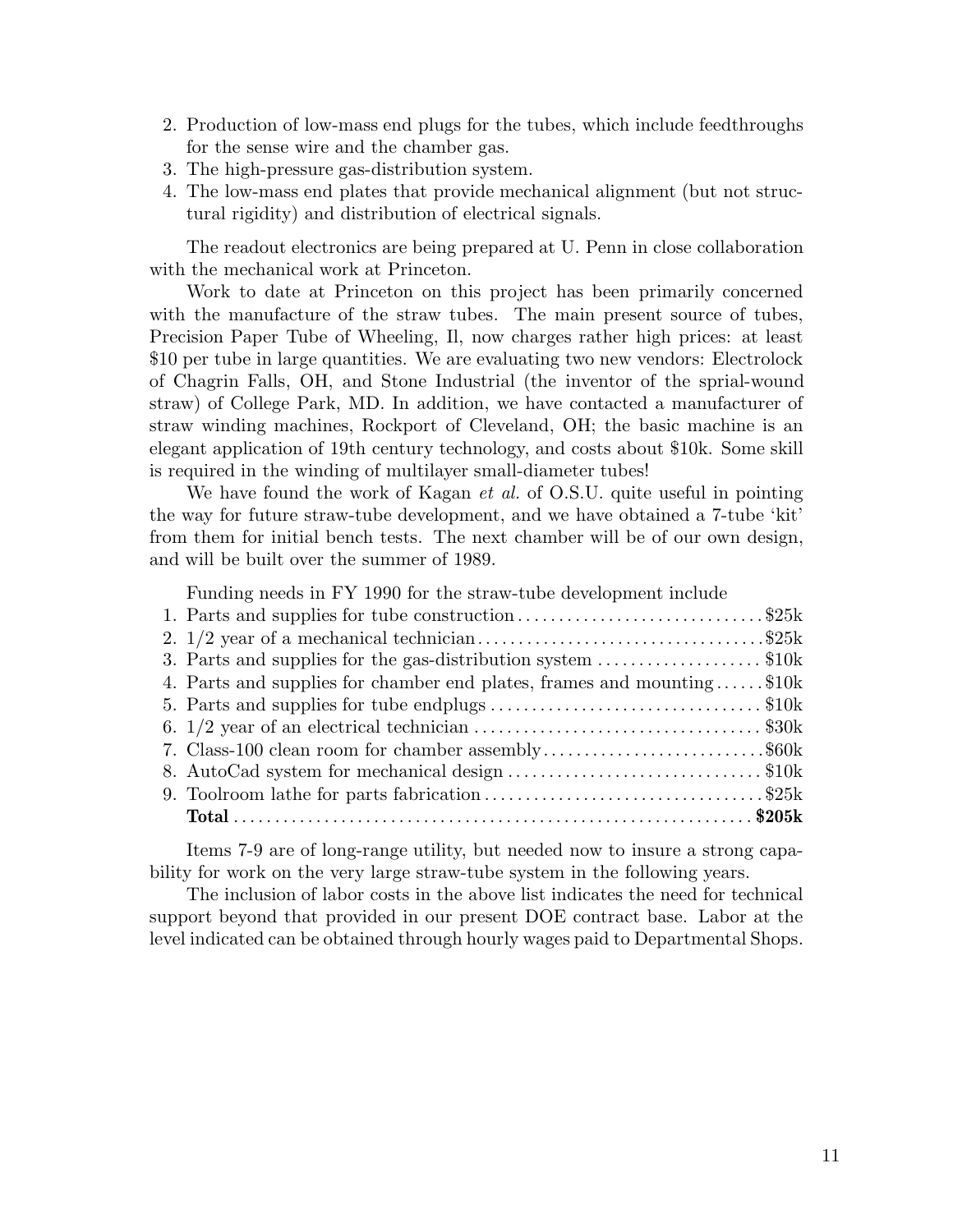2. Production of low-mass end plugs for the tubes, which include feedthroughs for the sense wire and the chamber gas.
3. The high-pressure gas-distribution system.
4. The low-mass end plates that provide mechanical alignment (but not structural rigidity) and distribution of electrical signals.

The readout electronics are being prepared at U. Penn in close collaboration with the mechanical work at Princeton.

Work to date at Princeton on this project has been primarily concerned with the manufacture of the straw tubes. The main present source of tubes, Precision Paper Tube of Wheeling, Il, now charges rather high prices: at least \$10 per tube in large quantities. We are evaluating two new vendors: Electrolock of Chagrin Falls, OH, and Stone Industrial (the inventor of the sprial-wound straw) of College Park, MD. In addition, we have contacted a manufacturer of straw winding machines, Rockport of Cleveland, OH; the basic machine is an elegant application of 19th century technology, and costs about \$10k. Some skill is required in the winding of multilayer small-diameter tubes!

We have found the work of Kagan *et al.* of O.S.U. quite useful in pointing the way for future straw-tube development, and we have obtained a 7-tube 'kit' from them for initial bench tests. The next chamber will be of our own design, and will be built over the summer of 1989.

Funding needs in FY 1990 for the straw-tube development include

| | Item | Cost |
|---|---|---|
| 1. | Parts and supplies for tube construction | \$25k |
| 2. | 1/2 year of a mechanical technician | \$25k |
| 3. | Parts and supplies for the gas-distribution system | \$10k |
| 4. | Parts and supplies for chamber end plates, frames and mounting | \$10k |
| 5. | Parts and supplies for tube endplugs | \$10k |
| 6. | 1/2 year of an electrical technician | \$30k |
| 7. | Class-100 clean room for chamber assembly | \$60k |
| 8. | AutoCad system for mechanical design | \$10k |
| 9. | Toolroom lathe for parts fabrication | \$25k |
| | **Total** | **\$205k** |

Items 7-9 are of long-range utility, but needed now to insure a strong capability for work on the very large straw-tube system in the following years.

The inclusion of labor costs in the above list indicates the need for technical support beyond that provided in our present DOE contract base. Labor at the level indicated can be obtained through hourly wages paid to Departmental Shops.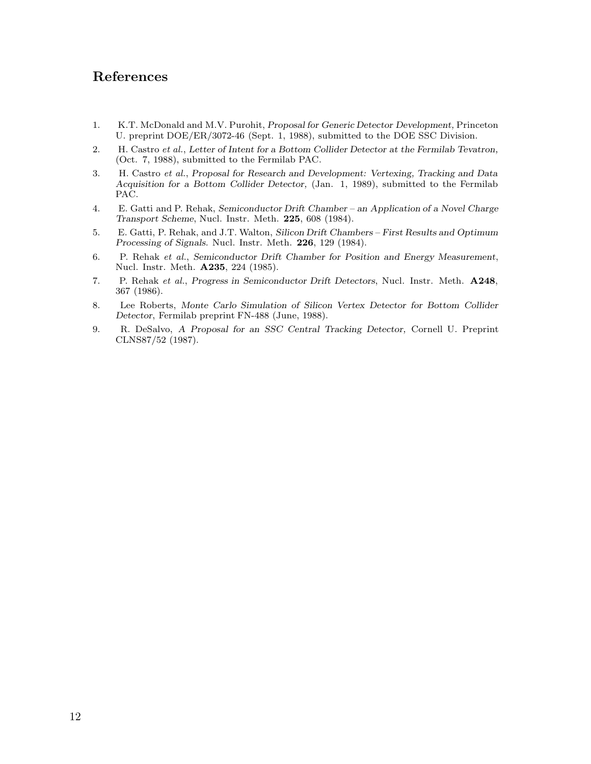# References

1. K.T. McDonald and M.V. Purohit, *Proposal for Generic Detector Development,* Princeton U. preprint DOE/ER/3072-46 (Sept. 1, 1988), submitted to the DOE SSC Division.
2. H. Castro *et al.*, *Letter of Intent for a Bottom Collider Detector at the Fermilab Tevatron,* (Oct. 7, 1988), submitted to the Fermilab PAC.
3. H. Castro *et al.*, *Proposal for Research and Development: Vertexing, Tracking and Data Acquisition for a Bottom Collider Detector*, (Jan. 1, 1989), submitted to the Fermilab PAC.
4. E. Gatti and P. Rehak, *Semiconductor Drift Chamber – an Application of a Novel Charge Transport Scheme*, Nucl. Instr. Meth. **225**, 608 (1984).
5. E. Gatti, P. Rehak, and J.T. Walton, *Silicon Drift Chambers – First Results and Optimum Processing of Signals.* Nucl. Instr. Meth. **226**, 129 (1984).
6. P. Rehak *et al.*, *Semiconductor Drift Chamber for Position and Energy Measurement*, Nucl. Instr. Meth. **A235**, 224 (1985).
7. P. Rehak *et al.*, *Progress in Semiconductor Drift Detectors*, Nucl. Instr. Meth. **A248**, 367 (1986).
8. Lee Roberts, *Monte Carlo Simulation of Silicon Vertex Detector for Bottom Collider Detector*, Fermilab preprint FN-488 (June, 1988).
9. R. DeSalvo, *A Proposal for an SSC Central Tracking Detector,* Cornell U. Preprint CLNS87/52 (1987).